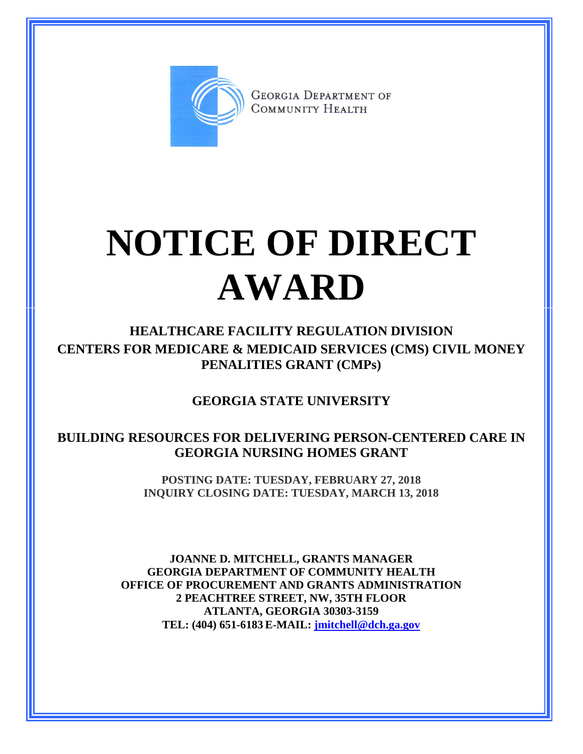Georgia Department of Community Health

# NOTICE OF DIRECT AWARD

## HEALTHCARE FACILITY REGULATION DIVISION
## CENTERS FOR MEDICARE & MEDICAID SERVICES (CMS) CIVIL MONEY PENALITIES GRANT (CMPs)

## GEORGIA STATE UNIVERSITY

## BUILDING RESOURCES FOR DELIVERING PERSON-CENTERED CARE IN GEORGIA NURSING HOMES GRANT

**POSTING DATE: TUESDAY, FEBRUARY 27, 2018**
**INQUIRY CLOSING DATE: TUESDAY, MARCH 13, 2018**

**JOANNE D. MITCHELL, GRANTS MANAGER**
**GEORGIA DEPARTMENT OF COMMUNITY HEALTH**
**OFFICE OF PROCUREMENT AND GRANTS ADMINISTRATION**
**2 PEACHTREE STREET, NW, 35TH FLOOR**
**ATLANTA, GEORGIA 30303-3159**
**TEL: (404) 651-6183 E-MAIL: jmitchell@dch.ga.gov**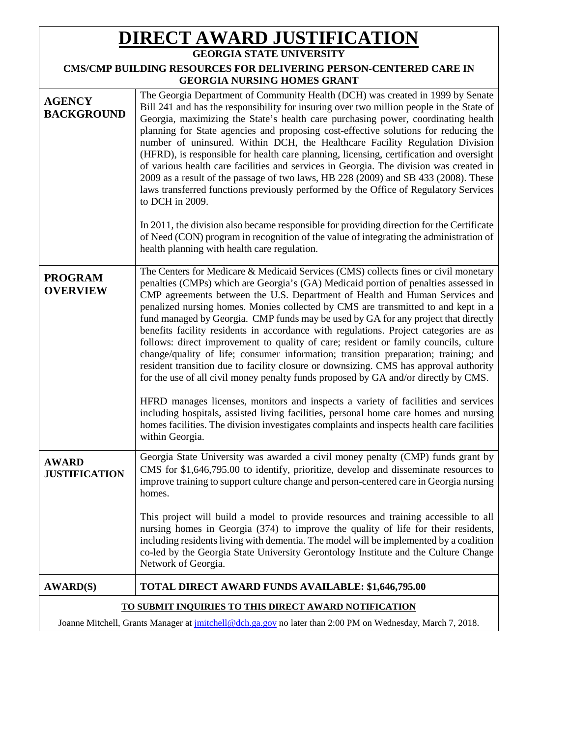# DIRECT AWARD JUSTIFICATION

**GEORGIA STATE UNIVERSITY**

**CMS/CMP BUILDING RESOURCES FOR DELIVERING PERSON-CENTERED CARE IN GEORGIA NURSING HOMES GRANT**

| | |
|---|---|
| **AGENCY BACKGROUND** | The Georgia Department of Community Health (DCH) was created in 1999 by Senate Bill 241 and has the responsibility for insuring over two million people in the State of Georgia, maximizing the State's health care purchasing power, coordinating health planning for State agencies and proposing cost-effective solutions for reducing the number of uninsured. Within DCH, the Healthcare Facility Regulation Division (HFRD), is responsible for health care planning, licensing, certification and oversight of various health care facilities and services in Georgia. The division was created in 2009 as a result of the passage of two laws, HB 228 (2009) and SB 433 (2008). These laws transferred functions previously performed by the Office of Regulatory Services to DCH in 2009.<br><br>In 2011, the division also became responsible for providing direction for the Certificate of Need (CON) program in recognition of the value of integrating the administration of health planning with health care regulation. |
| **PROGRAM OVERVIEW** | The Centers for Medicare & Medicaid Services (CMS) collects fines or civil monetary penalties (CMPs) which are Georgia's (GA) Medicaid portion of penalties assessed in CMP agreements between the U.S. Department of Health and Human Services and penalized nursing homes. Monies collected by CMS are transmitted to and kept in a fund managed by Georgia. CMP funds may be used by GA for any project that directly benefits facility residents in accordance with regulations. Project categories are as follows: direct improvement to quality of care; resident or family councils, culture change/quality of life; consumer information; transition preparation; training; and resident transition due to facility closure or downsizing. CMS has approval authority for the use of all civil money penalty funds proposed by GA and/or directly by CMS.<br><br>HFRD manages licenses, monitors and inspects a variety of facilities and services including hospitals, assisted living facilities, personal home care homes and nursing homes facilities. The division investigates complaints and inspects health care facilities within Georgia. |
| **AWARD JUSTIFICATION** | Georgia State University was awarded a civil money penalty (CMP) funds grant by CMS for $1,646,795.00 to identify, prioritize, develop and disseminate resources to improve training to support culture change and person-centered care in Georgia nursing homes.<br><br>This project will build a model to provide resources and training accessible to all nursing homes in Georgia (374) to improve the quality of life for their residents, including residents living with dementia. The model will be implemented by a coalition co-led by the Georgia State University Gerontology Institute and the Culture Change Network of Georgia. |
| **AWARD(S)** | **TOTAL DIRECT AWARD FUNDS AVAILABLE: $1,646,795.00** |

**TO SUBMIT INQUIRIES TO THIS DIRECT AWARD NOTIFICATION**

Joanne Mitchell, Grants Manager at jmitchell@dch.ga.gov no later than 2:00 PM on Wednesday, March 7, 2018.